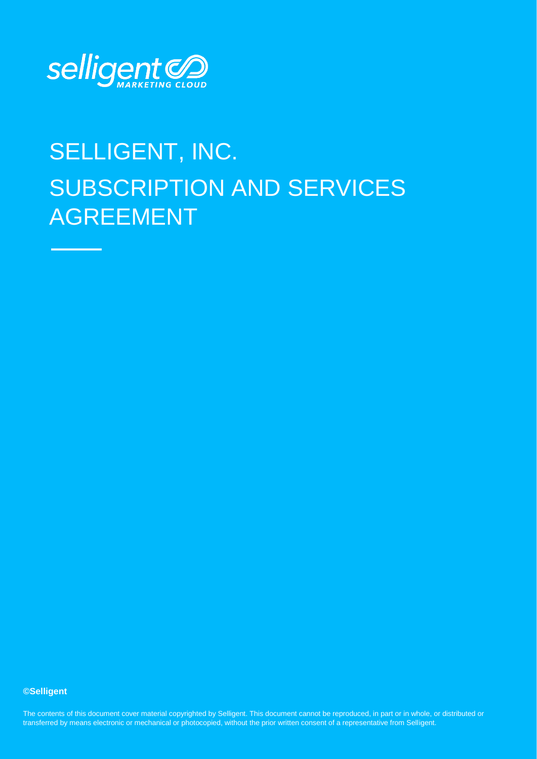selligent MARKETING CLOUD

# SELLIGENT, INC.
# SUBSCRIPTION AND SERVICES AGREEMENT

**©Selligent**

The contents of this document cover material copyrighted by Selligent. This document cannot be reproduced, in part or in whole, or distributed or transferred by means electronic or mechanical or photocopied, without the prior written consent of a representative from Selligent.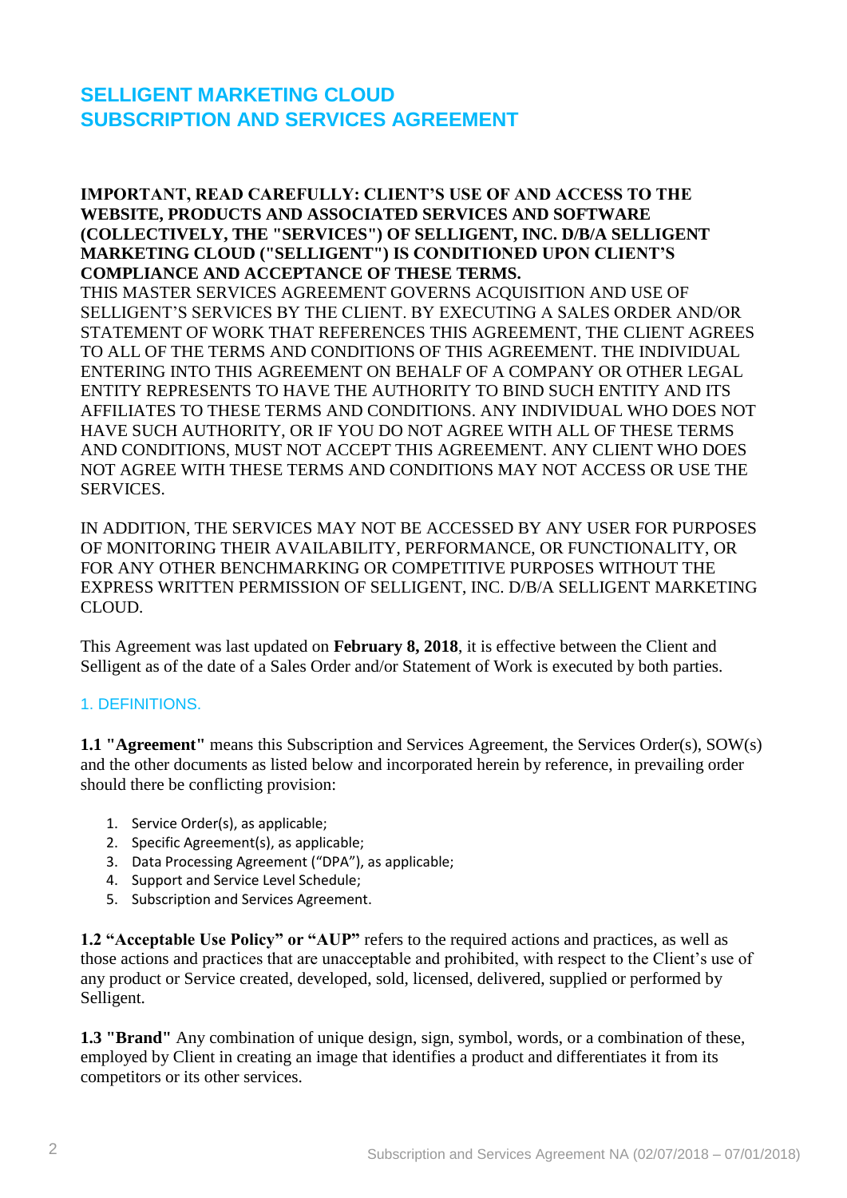# SELLIGENT MARKETING CLOUD
# SUBSCRIPTION AND SERVICES AGREEMENT

**IMPORTANT, READ CAREFULLY: CLIENT'S USE OF AND ACCESS TO THE WEBSITE, PRODUCTS AND ASSOCIATED SERVICES AND SOFTWARE (COLLECTIVELY, THE "SERVICES") OF SELLIGENT, INC. D/B/A SELLIGENT MARKETING CLOUD ("SELLIGENT") IS CONDITIONED UPON CLIENT'S COMPLIANCE AND ACCEPTANCE OF THESE TERMS.**
THIS MASTER SERVICES AGREEMENT GOVERNS ACQUISITION AND USE OF SELLIGENT'S SERVICES BY THE CLIENT. BY EXECUTING A SALES ORDER AND/OR STATEMENT OF WORK THAT REFERENCES THIS AGREEMENT, THE CLIENT AGREES TO ALL OF THE TERMS AND CONDITIONS OF THIS AGREEMENT. THE INDIVIDUAL ENTERING INTO THIS AGREEMENT ON BEHALF OF A COMPANY OR OTHER LEGAL ENTITY REPRESENTS TO HAVE THE AUTHORITY TO BIND SUCH ENTITY AND ITS AFFILIATES TO THESE TERMS AND CONDITIONS. ANY INDIVIDUAL WHO DOES NOT HAVE SUCH AUTHORITY, OR IF YOU DO NOT AGREE WITH ALL OF THESE TERMS AND CONDITIONS, MUST NOT ACCEPT THIS AGREEMENT. ANY CLIENT WHO DOES NOT AGREE WITH THESE TERMS AND CONDITIONS MAY NOT ACCESS OR USE THE SERVICES.

IN ADDITION, THE SERVICES MAY NOT BE ACCESSED BY ANY USER FOR PURPOSES OF MONITORING THEIR AVAILABILITY, PERFORMANCE, OR FUNCTIONALITY, OR FOR ANY OTHER BENCHMARKING OR COMPETITIVE PURPOSES WITHOUT THE EXPRESS WRITTEN PERMISSION OF SELLIGENT, INC. D/B/A SELLIGENT MARKETING CLOUD.

This Agreement was last updated on **February 8, 2018**, it is effective between the Client and Selligent as of the date of a Sales Order and/or Statement of Work is executed by both parties.

## 1. DEFINITIONS.

**1.1 "Agreement"** means this Subscription and Services Agreement, the Services Order(s), SOW(s) and the other documents as listed below and incorporated herein by reference, in prevailing order should there be conflicting provision:

1. Service Order(s), as applicable;
2. Specific Agreement(s), as applicable;
3. Data Processing Agreement ("DPA"), as applicable;
4. Support and Service Level Schedule;
5. Subscription and Services Agreement.

**1.2 "Acceptable Use Policy" or "AUP"** refers to the required actions and practices, as well as those actions and practices that are unacceptable and prohibited, with respect to the Client's use of any product or Service created, developed, sold, licensed, delivered, supplied or performed by Selligent.

**1.3 "Brand"** Any combination of unique design, sign, symbol, words, or a combination of these, employed by Client in creating an image that identifies a product and differentiates it from its competitors or its other services.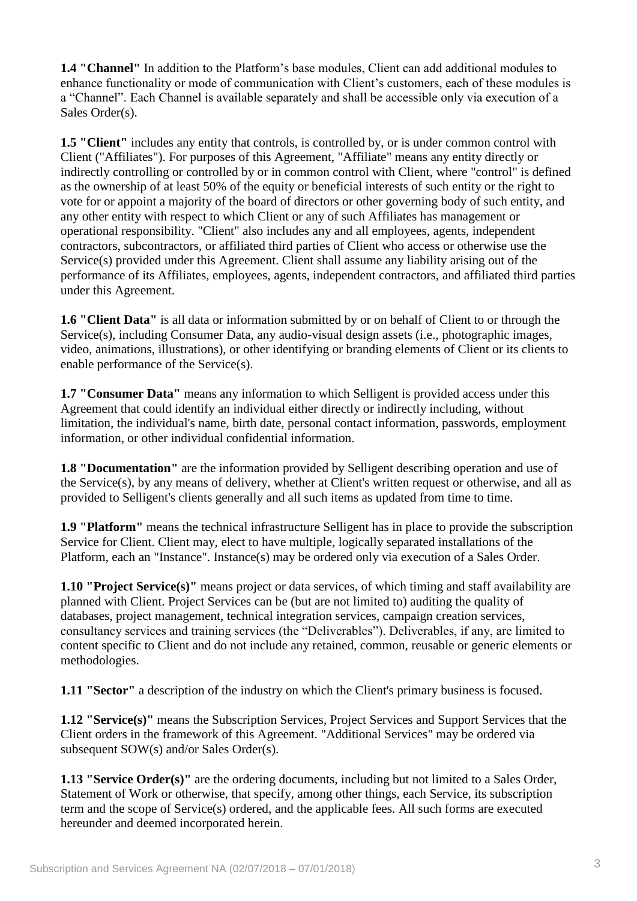**1.4 "Channel"** In addition to the Platform's base modules, Client can add additional modules to enhance functionality or mode of communication with Client's customers, each of these modules is a "Channel". Each Channel is available separately and shall be accessible only via execution of a Sales Order(s).

**1.5 "Client"** includes any entity that controls, is controlled by, or is under common control with Client ("Affiliates"). For purposes of this Agreement, "Affiliate" means any entity directly or indirectly controlling or controlled by or in common control with Client, where "control" is defined as the ownership of at least 50% of the equity or beneficial interests of such entity or the right to vote for or appoint a majority of the board of directors or other governing body of such entity, and any other entity with respect to which Client or any of such Affiliates has management or operational responsibility. "Client" also includes any and all employees, agents, independent contractors, subcontractors, or affiliated third parties of Client who access or otherwise use the Service(s) provided under this Agreement. Client shall assume any liability arising out of the performance of its Affiliates, employees, agents, independent contractors, and affiliated third parties under this Agreement.

**1.6 "Client Data"** is all data or information submitted by or on behalf of Client to or through the Service(s), including Consumer Data, any audio-visual design assets (i.e., photographic images, video, animations, illustrations), or other identifying or branding elements of Client or its clients to enable performance of the Service(s).

**1.7 "Consumer Data"** means any information to which Selligent is provided access under this Agreement that could identify an individual either directly or indirectly including, without limitation, the individual's name, birth date, personal contact information, passwords, employment information, or other individual confidential information.

**1.8 "Documentation"** are the information provided by Selligent describing operation and use of the Service(s), by any means of delivery, whether at Client's written request or otherwise, and all as provided to Selligent's clients generally and all such items as updated from time to time.

**1.9 "Platform"** means the technical infrastructure Selligent has in place to provide the subscription Service for Client. Client may, elect to have multiple, logically separated installations of the Platform, each an "Instance". Instance(s) may be ordered only via execution of a Sales Order.

**1.10 "Project Service(s)"** means project or data services, of which timing and staff availability are planned with Client. Project Services can be (but are not limited to) auditing the quality of databases, project management, technical integration services, campaign creation services, consultancy services and training services (the "Deliverables"). Deliverables, if any, are limited to content specific to Client and do not include any retained, common, reusable or generic elements or methodologies.

**1.11 "Sector"** a description of the industry on which the Client's primary business is focused.

**1.12 "Service(s)"** means the Subscription Services, Project Services and Support Services that the Client orders in the framework of this Agreement. "Additional Services" may be ordered via subsequent SOW(s) and/or Sales Order(s).

**1.13 "Service Order(s)"** are the ordering documents, including but not limited to a Sales Order, Statement of Work or otherwise, that specify, among other things, each Service, its subscription term and the scope of Service(s) ordered, and the applicable fees. All such forms are executed hereunder and deemed incorporated herein.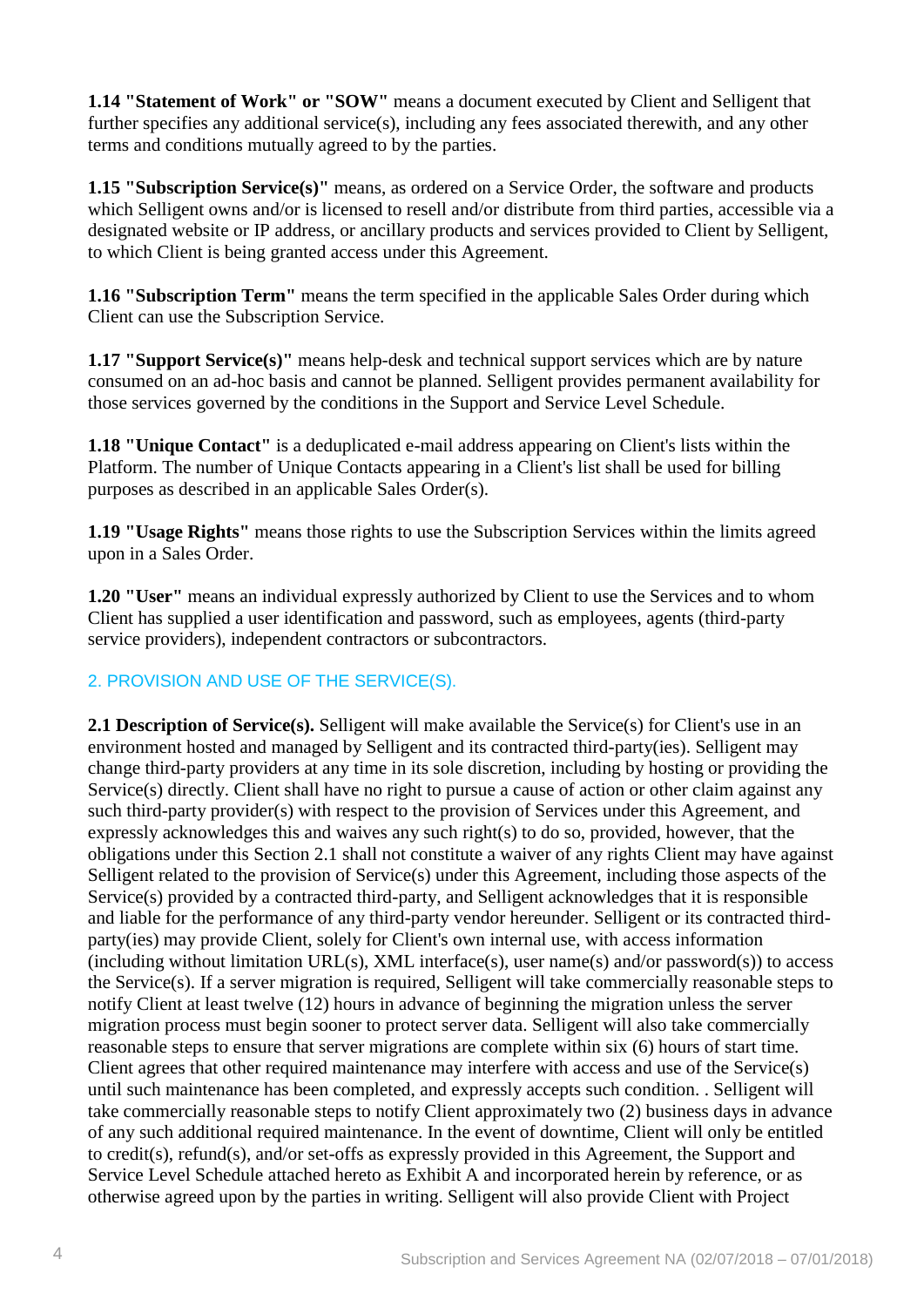**1.14 "Statement of Work" or "SOW"** means a document executed by Client and Selligent that further specifies any additional service(s), including any fees associated therewith, and any other terms and conditions mutually agreed to by the parties.

**1.15 "Subscription Service(s)"** means, as ordered on a Service Order, the software and products which Selligent owns and/or is licensed to resell and/or distribute from third parties, accessible via a designated website or IP address, or ancillary products and services provided to Client by Selligent, to which Client is being granted access under this Agreement.

**1.16 "Subscription Term"** means the term specified in the applicable Sales Order during which Client can use the Subscription Service.

**1.17 "Support Service(s)"** means help-desk and technical support services which are by nature consumed on an ad-hoc basis and cannot be planned. Selligent provides permanent availability for those services governed by the conditions in the Support and Service Level Schedule.

**1.18 "Unique Contact"** is a deduplicated e-mail address appearing on Client's lists within the Platform. The number of Unique Contacts appearing in a Client's list shall be used for billing purposes as described in an applicable Sales Order(s).

**1.19 "Usage Rights"** means those rights to use the Subscription Services within the limits agreed upon in a Sales Order.

**1.20 "User"** means an individual expressly authorized by Client to use the Services and to whom Client has supplied a user identification and password, such as employees, agents (third-party service providers), independent contractors or subcontractors.

## 2. PROVISION AND USE OF THE SERVICE(S).

**2.1 Description of Service(s).** Selligent will make available the Service(s) for Client's use in an environment hosted and managed by Selligent and its contracted third-party(ies). Selligent may change third-party providers at any time in its sole discretion, including by hosting or providing the Service(s) directly. Client shall have no right to pursue a cause of action or other claim against any such third-party provider(s) with respect to the provision of Services under this Agreement, and expressly acknowledges this and waives any such right(s) to do so, provided, however, that the obligations under this Section 2.1 shall not constitute a waiver of any rights Client may have against Selligent related to the provision of Service(s) under this Agreement, including those aspects of the Service(s) provided by a contracted third-party, and Selligent acknowledges that it is responsible and liable for the performance of any third-party vendor hereunder. Selligent or its contracted third-party(ies) may provide Client, solely for Client's own internal use, with access information (including without limitation URL(s), XML interface(s), user name(s) and/or password(s)) to access the Service(s). If a server migration is required, Selligent will take commercially reasonable steps to notify Client at least twelve (12) hours in advance of beginning the migration unless the server migration process must begin sooner to protect server data. Selligent will also take commercially reasonable steps to ensure that server migrations are complete within six (6) hours of start time. Client agrees that other required maintenance may interfere with access and use of the Service(s) until such maintenance has been completed, and expressly accepts such condition. . Selligent will take commercially reasonable steps to notify Client approximately two (2) business days in advance of any such additional required maintenance. In the event of downtime, Client will only be entitled to credit(s), refund(s), and/or set-offs as expressly provided in this Agreement, the Support and Service Level Schedule attached hereto as Exhibit A and incorporated herein by reference, or as otherwise agreed upon by the parties in writing. Selligent will also provide Client with Project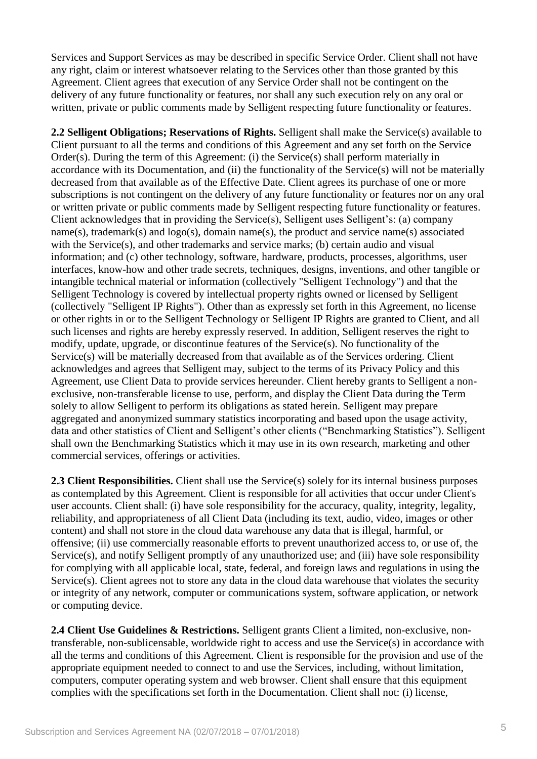Services and Support Services as may be described in specific Service Order. Client shall not have any right, claim or interest whatsoever relating to the Services other than those granted by this Agreement. Client agrees that execution of any Service Order shall not be contingent on the delivery of any future functionality or features, nor shall any such execution rely on any oral or written, private or public comments made by Selligent respecting future functionality or features.

**2.2 Selligent Obligations; Reservations of Rights.** Selligent shall make the Service(s) available to Client pursuant to all the terms and conditions of this Agreement and any set forth on the Service Order(s). During the term of this Agreement: (i) the Service(s) shall perform materially in accordance with its Documentation, and (ii) the functionality of the Service(s) will not be materially decreased from that available as of the Effective Date. Client agrees its purchase of one or more subscriptions is not contingent on the delivery of any future functionality or features nor on any oral or written private or public comments made by Selligent respecting future functionality or features. Client acknowledges that in providing the Service(s), Selligent uses Selligent's: (a) company name(s), trademark(s) and logo(s), domain name(s), the product and service name(s) associated with the Service(s), and other trademarks and service marks; (b) certain audio and visual information; and (c) other technology, software, hardware, products, processes, algorithms, user interfaces, know-how and other trade secrets, techniques, designs, inventions, and other tangible or intangible technical material or information (collectively "Selligent Technology") and that the Selligent Technology is covered by intellectual property rights owned or licensed by Selligent (collectively "Selligent IP Rights"). Other than as expressly set forth in this Agreement, no license or other rights in or to the Selligent Technology or Selligent IP Rights are granted to Client, and all such licenses and rights are hereby expressly reserved. In addition, Selligent reserves the right to modify, update, upgrade, or discontinue features of the Service(s). No functionality of the Service(s) will be materially decreased from that available as of the Services ordering. Client acknowledges and agrees that Selligent may, subject to the terms of its Privacy Policy and this Agreement, use Client Data to provide services hereunder. Client hereby grants to Selligent a non-exclusive, non-transferable license to use, perform, and display the Client Data during the Term solely to allow Selligent to perform its obligations as stated herein. Selligent may prepare aggregated and anonymized summary statistics incorporating and based upon the usage activity, data and other statistics of Client and Selligent's other clients ("Benchmarking Statistics"). Selligent shall own the Benchmarking Statistics which it may use in its own research, marketing and other commercial services, offerings or activities.

**2.3 Client Responsibilities.** Client shall use the Service(s) solely for its internal business purposes as contemplated by this Agreement. Client is responsible for all activities that occur under Client's user accounts. Client shall: (i) have sole responsibility for the accuracy, quality, integrity, legality, reliability, and appropriateness of all Client Data (including its text, audio, video, images or other content) and shall not store in the cloud data warehouse any data that is illegal, harmful, or offensive; (ii) use commercially reasonable efforts to prevent unauthorized access to, or use of, the Service(s), and notify Selligent promptly of any unauthorized use; and (iii) have sole responsibility for complying with all applicable local, state, federal, and foreign laws and regulations in using the Service(s). Client agrees not to store any data in the cloud data warehouse that violates the security or integrity of any network, computer or communications system, software application, or network or computing device.

**2.4 Client Use Guidelines & Restrictions.** Selligent grants Client a limited, non-exclusive, non-transferable, non-sublicensable, worldwide right to access and use the Service(s) in accordance with all the terms and conditions of this Agreement. Client is responsible for the provision and use of the appropriate equipment needed to connect to and use the Services, including, without limitation, computers, computer operating system and web browser. Client shall ensure that this equipment complies with the specifications set forth in the Documentation. Client shall not: (i) license,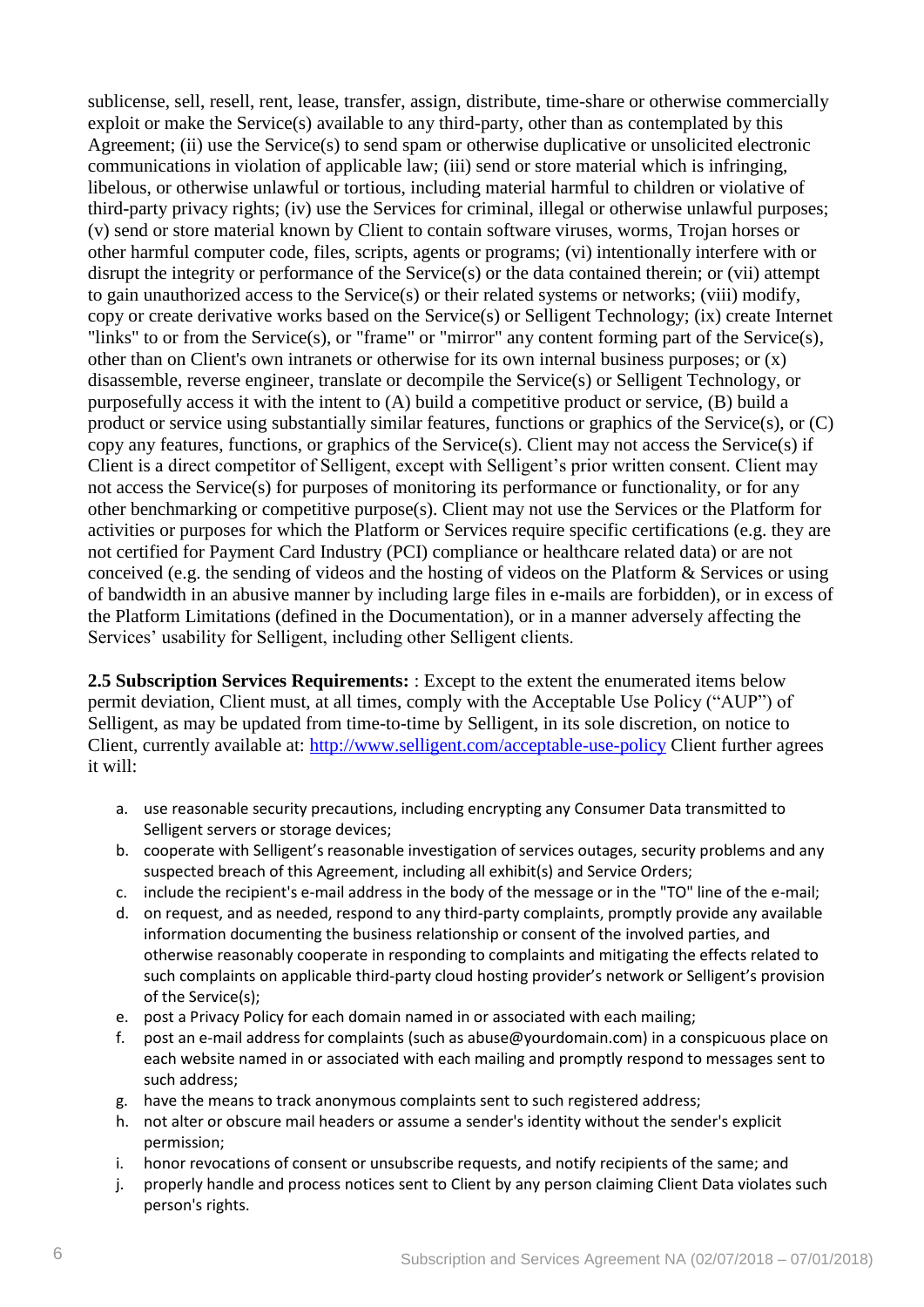sublicense, sell, resell, rent, lease, transfer, assign, distribute, time-share or otherwise commercially exploit or make the Service(s) available to any third-party, other than as contemplated by this Agreement; (ii) use the Service(s) to send spam or otherwise duplicative or unsolicited electronic communications in violation of applicable law; (iii) send or store material which is infringing, libelous, or otherwise unlawful or tortious, including material harmful to children or violative of third-party privacy rights; (iv) use the Services for criminal, illegal or otherwise unlawful purposes; (v) send or store material known by Client to contain software viruses, worms, Trojan horses or other harmful computer code, files, scripts, agents or programs; (vi) intentionally interfere with or disrupt the integrity or performance of the Service(s) or the data contained therein; or (vii) attempt to gain unauthorized access to the Service(s) or their related systems or networks; (viii) modify, copy or create derivative works based on the Service(s) or Selligent Technology; (ix) create Internet "links" to or from the Service(s), or "frame" or "mirror" any content forming part of the Service(s), other than on Client's own intranets or otherwise for its own internal business purposes; or (x) disassemble, reverse engineer, translate or decompile the Service(s) or Selligent Technology, or purposefully access it with the intent to (A) build a competitive product or service, (B) build a product or service using substantially similar features, functions or graphics of the Service(s), or (C) copy any features, functions, or graphics of the Service(s). Client may not access the Service(s) if Client is a direct competitor of Selligent, except with Selligent's prior written consent. Client may not access the Service(s) for purposes of monitoring its performance or functionality, or for any other benchmarking or competitive purpose(s). Client may not use the Services or the Platform for activities or purposes for which the Platform or Services require specific certifications (e.g. they are not certified for Payment Card Industry (PCI) compliance or healthcare related data) or are not conceived (e.g. the sending of videos and the hosting of videos on the Platform & Services or using of bandwidth in an abusive manner by including large files in e-mails are forbidden), or in excess of the Platform Limitations (defined in the Documentation), or in a manner adversely affecting the Services' usability for Selligent, including other Selligent clients.

**2.5 Subscription Services Requirements:** : Except to the extent the enumerated items below permit deviation, Client must, at all times, comply with the Acceptable Use Policy ("AUP") of Selligent, as may be updated from time-to-time by Selligent, in its sole discretion, on notice to Client, currently available at: [http://www.selligent.com/acceptable-use-policy](http://www.selligent.com/acceptable-use-policy) Client further agrees it will:

a. use reasonable security precautions, including encrypting any Consumer Data transmitted to Selligent servers or storage devices;
b. cooperate with Selligent's reasonable investigation of services outages, security problems and any suspected breach of this Agreement, including all exhibit(s) and Service Orders;
c. include the recipient's e-mail address in the body of the message or in the "TO" line of the e-mail;
d. on request, and as needed, respond to any third-party complaints, promptly provide any available information documenting the business relationship or consent of the involved parties, and otherwise reasonably cooperate in responding to complaints and mitigating the effects related to such complaints on applicable third-party cloud hosting provider's network or Selligent's provision of the Service(s);
e. post a Privacy Policy for each domain named in or associated with each mailing;
f. post an e-mail address for complaints (such as abuse@yourdomain.com) in a conspicuous place on each website named in or associated with each mailing and promptly respond to messages sent to such address;
g. have the means to track anonymous complaints sent to such registered address;
h. not alter or obscure mail headers or assume a sender's identity without the sender's explicit permission;
i. honor revocations of consent or unsubscribe requests, and notify recipients of the same; and
j. properly handle and process notices sent to Client by any person claiming Client Data violates such person's rights.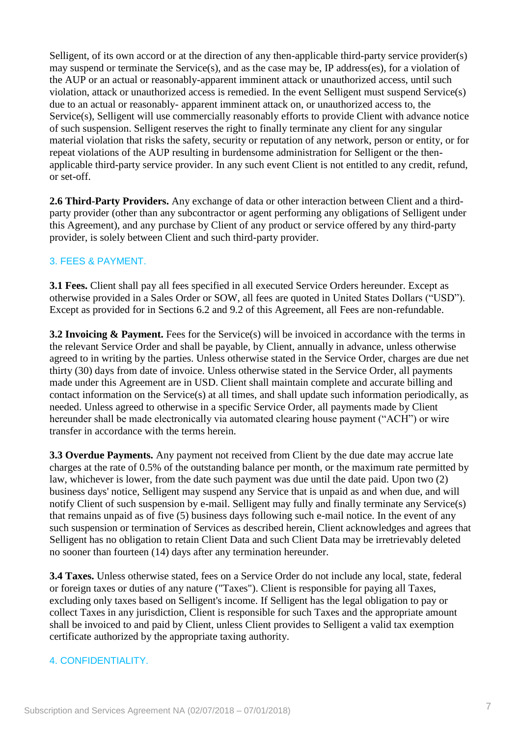Selligent, of its own accord or at the direction of any then-applicable third-party service provider(s) may suspend or terminate the Service(s), and as the case may be, IP address(es), for a violation of the AUP or an actual or reasonably-apparent imminent attack or unauthorized access, until such violation, attack or unauthorized access is remedied. In the event Selligent must suspend Service(s) due to an actual or reasonably- apparent imminent attack on, or unauthorized access to, the Service(s), Selligent will use commercially reasonably efforts to provide Client with advance notice of such suspension. Selligent reserves the right to finally terminate any client for any singular material violation that risks the safety, security or reputation of any network, person or entity, or for repeat violations of the AUP resulting in burdensome administration for Selligent or the then-applicable third-party service provider. In any such event Client is not entitled to any credit, refund, or set-off.

**2.6 Third-Party Providers.** Any exchange of data or other interaction between Client and a third-party provider (other than any subcontractor or agent performing any obligations of Selligent under this Agreement), and any purchase by Client of any product or service offered by any third-party provider, is solely between Client and such third-party provider.

## 3. FEES & PAYMENT.

**3.1 Fees.** Client shall pay all fees specified in all executed Service Orders hereunder. Except as otherwise provided in a Sales Order or SOW, all fees are quoted in United States Dollars ("USD"). Except as provided for in Sections 6.2 and 9.2 of this Agreement, all Fees are non-refundable.

**3.2 Invoicing & Payment.** Fees for the Service(s) will be invoiced in accordance with the terms in the relevant Service Order and shall be payable, by Client, annually in advance, unless otherwise agreed to in writing by the parties. Unless otherwise stated in the Service Order, charges are due net thirty (30) days from date of invoice. Unless otherwise stated in the Service Order, all payments made under this Agreement are in USD. Client shall maintain complete and accurate billing and contact information on the Service(s) at all times, and shall update such information periodically, as needed. Unless agreed to otherwise in a specific Service Order, all payments made by Client hereunder shall be made electronically via automated clearing house payment ("ACH") or wire transfer in accordance with the terms herein.

**3.3 Overdue Payments.** Any payment not received from Client by the due date may accrue late charges at the rate of 0.5% of the outstanding balance per month, or the maximum rate permitted by law, whichever is lower, from the date such payment was due until the date paid. Upon two (2) business days' notice, Selligent may suspend any Service that is unpaid as and when due, and will notify Client of such suspension by e-mail. Selligent may fully and finally terminate any Service(s) that remains unpaid as of five (5) business days following such e-mail notice. In the event of any such suspension or termination of Services as described herein, Client acknowledges and agrees that Selligent has no obligation to retain Client Data and such Client Data may be irretrievably deleted no sooner than fourteen (14) days after any termination hereunder.

**3.4 Taxes.** Unless otherwise stated, fees on a Service Order do not include any local, state, federal or foreign taxes or duties of any nature ("Taxes"). Client is responsible for paying all Taxes, excluding only taxes based on Selligent's income. If Selligent has the legal obligation to pay or collect Taxes in any jurisdiction, Client is responsible for such Taxes and the appropriate amount shall be invoiced to and paid by Client, unless Client provides to Selligent a valid tax exemption certificate authorized by the appropriate taxing authority.

## 4. CONFIDENTIALITY.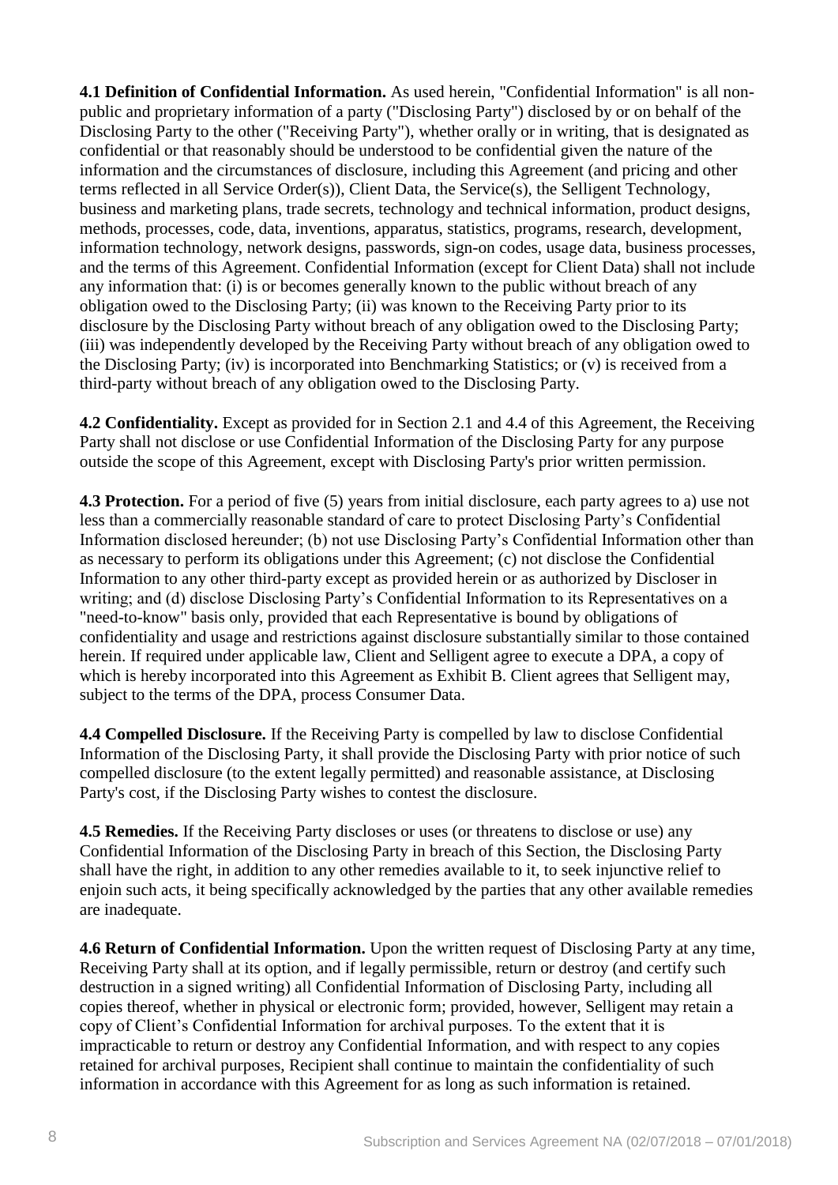**4.1 Definition of Confidential Information.** As used herein, "Confidential Information" is all non-public and proprietary information of a party ("Disclosing Party") disclosed by or on behalf of the Disclosing Party to the other ("Receiving Party"), whether orally or in writing, that is designated as confidential or that reasonably should be understood to be confidential given the nature of the information and the circumstances of disclosure, including this Agreement (and pricing and other terms reflected in all Service Order(s)), Client Data, the Service(s), the Selligent Technology, business and marketing plans, trade secrets, technology and technical information, product designs, methods, processes, code, data, inventions, apparatus, statistics, programs, research, development, information technology, network designs, passwords, sign-on codes, usage data, business processes, and the terms of this Agreement. Confidential Information (except for Client Data) shall not include any information that: (i) is or becomes generally known to the public without breach of any obligation owed to the Disclosing Party; (ii) was known to the Receiving Party prior to its disclosure by the Disclosing Party without breach of any obligation owed to the Disclosing Party; (iii) was independently developed by the Receiving Party without breach of any obligation owed to the Disclosing Party; (iv) is incorporated into Benchmarking Statistics; or (v) is received from a third-party without breach of any obligation owed to the Disclosing Party.

**4.2 Confidentiality.** Except as provided for in Section 2.1 and 4.4 of this Agreement, the Receiving Party shall not disclose or use Confidential Information of the Disclosing Party for any purpose outside the scope of this Agreement, except with Disclosing Party's prior written permission.

**4.3 Protection.** For a period of five (5) years from initial disclosure, each party agrees to a) use not less than a commercially reasonable standard of care to protect Disclosing Party's Confidential Information disclosed hereunder; (b) not use Disclosing Party's Confidential Information other than as necessary to perform its obligations under this Agreement; (c) not disclose the Confidential Information to any other third-party except as provided herein or as authorized by Discloser in writing; and (d) disclose Disclosing Party's Confidential Information to its Representatives on a "need-to-know" basis only, provided that each Representative is bound by obligations of confidentiality and usage and restrictions against disclosure substantially similar to those contained herein. If required under applicable law, Client and Selligent agree to execute a DPA, a copy of which is hereby incorporated into this Agreement as Exhibit B. Client agrees that Selligent may, subject to the terms of the DPA, process Consumer Data.

**4.4 Compelled Disclosure.** If the Receiving Party is compelled by law to disclose Confidential Information of the Disclosing Party, it shall provide the Disclosing Party with prior notice of such compelled disclosure (to the extent legally permitted) and reasonable assistance, at Disclosing Party's cost, if the Disclosing Party wishes to contest the disclosure.

**4.5 Remedies.** If the Receiving Party discloses or uses (or threatens to disclose or use) any Confidential Information of the Disclosing Party in breach of this Section, the Disclosing Party shall have the right, in addition to any other remedies available to it, to seek injunctive relief to enjoin such acts, it being specifically acknowledged by the parties that any other available remedies are inadequate.

**4.6 Return of Confidential Information.** Upon the written request of Disclosing Party at any time, Receiving Party shall at its option, and if legally permissible, return or destroy (and certify such destruction in a signed writing) all Confidential Information of Disclosing Party, including all copies thereof, whether in physical or electronic form; provided, however, Selligent may retain a copy of Client's Confidential Information for archival purposes. To the extent that it is impracticable to return or destroy any Confidential Information, and with respect to any copies retained for archival purposes, Recipient shall continue to maintain the confidentiality of such information in accordance with this Agreement for as long as such information is retained.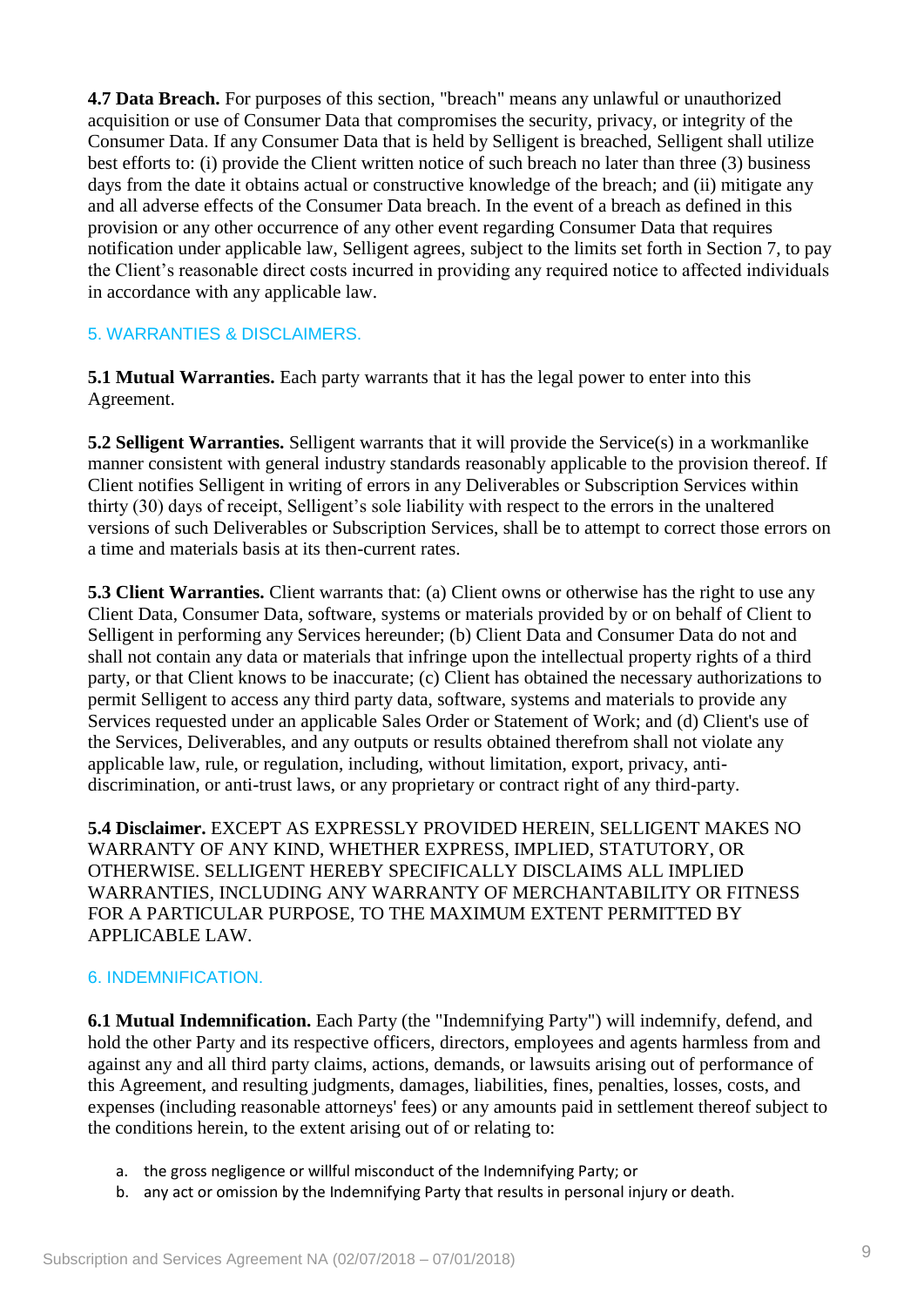**4.7 Data Breach.** For purposes of this section, "breach" means any unlawful or unauthorized acquisition or use of Consumer Data that compromises the security, privacy, or integrity of the Consumer Data. If any Consumer Data that is held by Selligent is breached, Selligent shall utilize best efforts to: (i) provide the Client written notice of such breach no later than three (3) business days from the date it obtains actual or constructive knowledge of the breach; and (ii) mitigate any and all adverse effects of the Consumer Data breach. In the event of a breach as defined in this provision or any other occurrence of any other event regarding Consumer Data that requires notification under applicable law, Selligent agrees, subject to the limits set forth in Section 7, to pay the Client's reasonable direct costs incurred in providing any required notice to affected individuals in accordance with any applicable law.

## 5. WARRANTIES & DISCLAIMERS.

**5.1 Mutual Warranties.** Each party warrants that it has the legal power to enter into this Agreement.

**5.2 Selligent Warranties.** Selligent warrants that it will provide the Service(s) in a workmanlike manner consistent with general industry standards reasonably applicable to the provision thereof. If Client notifies Selligent in writing of errors in any Deliverables or Subscription Services within thirty (30) days of receipt, Selligent's sole liability with respect to the errors in the unaltered versions of such Deliverables or Subscription Services, shall be to attempt to correct those errors on a time and materials basis at its then-current rates.

**5.3 Client Warranties.** Client warrants that: (a) Client owns or otherwise has the right to use any Client Data, Consumer Data, software, systems or materials provided by or on behalf of Client to Selligent in performing any Services hereunder; (b) Client Data and Consumer Data do not and shall not contain any data or materials that infringe upon the intellectual property rights of a third party, or that Client knows to be inaccurate; (c) Client has obtained the necessary authorizations to permit Selligent to access any third party data, software, systems and materials to provide any Services requested under an applicable Sales Order or Statement of Work; and (d) Client's use of the Services, Deliverables, and any outputs or results obtained therefrom shall not violate any applicable law, rule, or regulation, including, without limitation, export, privacy, anti-discrimination, or anti-trust laws, or any proprietary or contract right of any third-party.

**5.4 Disclaimer.** EXCEPT AS EXPRESSLY PROVIDED HEREIN, SELLIGENT MAKES NO WARRANTY OF ANY KIND, WHETHER EXPRESS, IMPLIED, STATUTORY, OR OTHERWISE. SELLIGENT HEREBY SPECIFICALLY DISCLAIMS ALL IMPLIED WARRANTIES, INCLUDING ANY WARRANTY OF MERCHANTABILITY OR FITNESS FOR A PARTICULAR PURPOSE, TO THE MAXIMUM EXTENT PERMITTED BY APPLICABLE LAW.

## 6. INDEMNIFICATION.

**6.1 Mutual Indemnification.** Each Party (the "Indemnifying Party") will indemnify, defend, and hold the other Party and its respective officers, directors, employees and agents harmless from and against any and all third party claims, actions, demands, or lawsuits arising out of performance of this Agreement, and resulting judgments, damages, liabilities, fines, penalties, losses, costs, and expenses (including reasonable attorneys' fees) or any amounts paid in settlement thereof subject to the conditions herein, to the extent arising out of or relating to:

a. the gross negligence or willful misconduct of the Indemnifying Party; or
b. any act or omission by the Indemnifying Party that results in personal injury or death.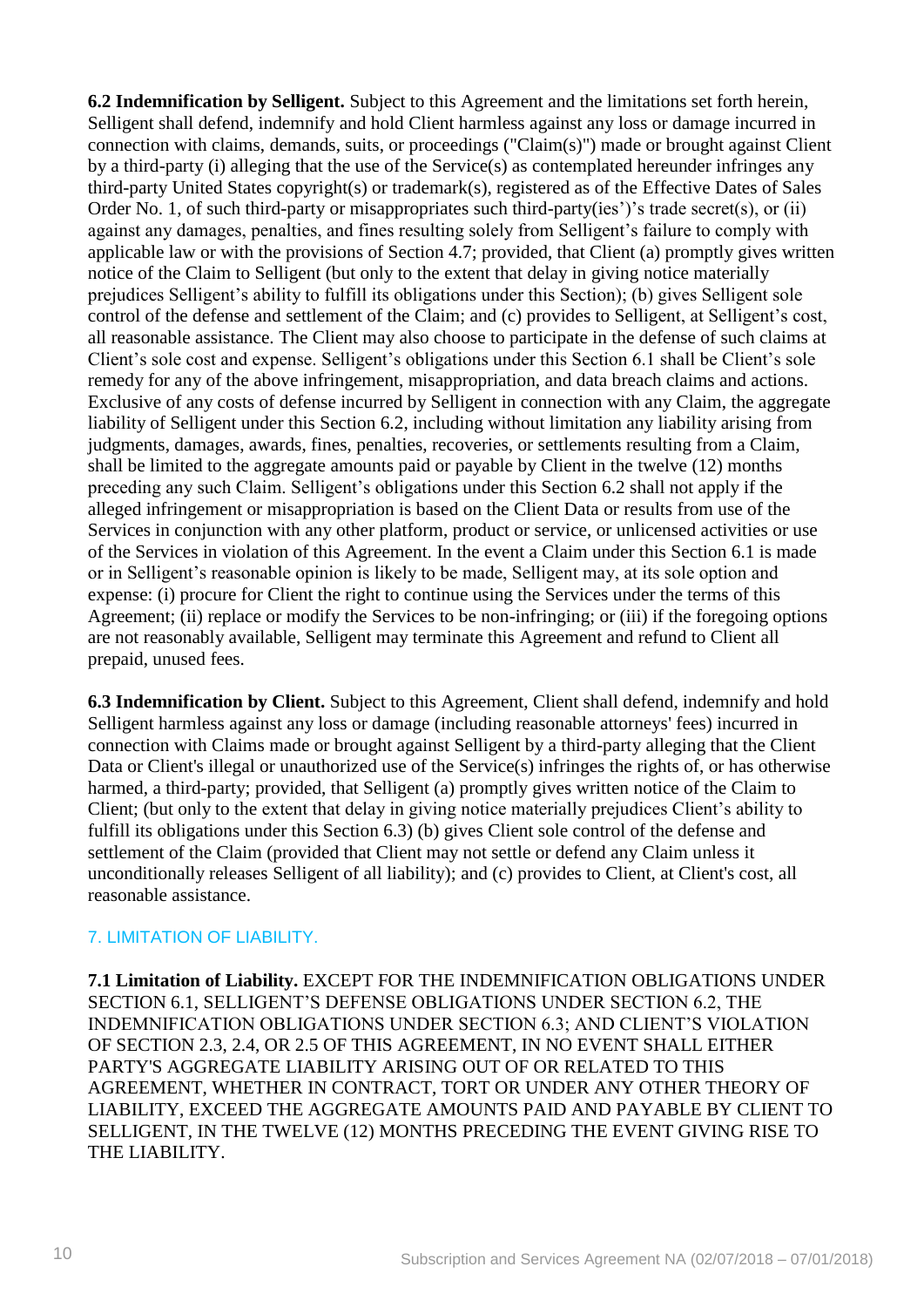**6.2 Indemnification by Selligent.** Subject to this Agreement and the limitations set forth herein, Selligent shall defend, indemnify and hold Client harmless against any loss or damage incurred in connection with claims, demands, suits, or proceedings ("Claim(s)") made or brought against Client by a third-party (i) alleging that the use of the Service(s) as contemplated hereunder infringes any third-party United States copyright(s) or trademark(s), registered as of the Effective Dates of Sales Order No. 1, of such third-party or misappropriates such third-party(ies')'s trade secret(s), or (ii) against any damages, penalties, and fines resulting solely from Selligent's failure to comply with applicable law or with the provisions of Section 4.7; provided, that Client (a) promptly gives written notice of the Claim to Selligent (but only to the extent that delay in giving notice materially prejudices Selligent's ability to fulfill its obligations under this Section); (b) gives Selligent sole control of the defense and settlement of the Claim; and (c) provides to Selligent, at Selligent's cost, all reasonable assistance. The Client may also choose to participate in the defense of such claims at Client's sole cost and expense. Selligent's obligations under this Section 6.1 shall be Client's sole remedy for any of the above infringement, misappropriation, and data breach claims and actions. Exclusive of any costs of defense incurred by Selligent in connection with any Claim, the aggregate liability of Selligent under this Section 6.2, including without limitation any liability arising from judgments, damages, awards, fines, penalties, recoveries, or settlements resulting from a Claim, shall be limited to the aggregate amounts paid or payable by Client in the twelve (12) months preceding any such Claim. Selligent's obligations under this Section 6.2 shall not apply if the alleged infringement or misappropriation is based on the Client Data or results from use of the Services in conjunction with any other platform, product or service, or unlicensed activities or use of the Services in violation of this Agreement. In the event a Claim under this Section 6.1 is made or in Selligent's reasonable opinion is likely to be made, Selligent may, at its sole option and expense: (i) procure for Client the right to continue using the Services under the terms of this Agreement; (ii) replace or modify the Services to be non-infringing; or (iii) if the foregoing options are not reasonably available, Selligent may terminate this Agreement and refund to Client all prepaid, unused fees.

**6.3 Indemnification by Client.** Subject to this Agreement, Client shall defend, indemnify and hold Selligent harmless against any loss or damage (including reasonable attorneys' fees) incurred in connection with Claims made or brought against Selligent by a third-party alleging that the Client Data or Client's illegal or unauthorized use of the Service(s) infringes the rights of, or has otherwise harmed, a third-party; provided, that Selligent (a) promptly gives written notice of the Claim to Client; (but only to the extent that delay in giving notice materially prejudices Client's ability to fulfill its obligations under this Section 6.3) (b) gives Client sole control of the defense and settlement of the Claim (provided that Client may not settle or defend any Claim unless it unconditionally releases Selligent of all liability); and (c) provides to Client, at Client's cost, all reasonable assistance.

## 7. LIMITATION OF LIABILITY.

**7.1 Limitation of Liability.** EXCEPT FOR THE INDEMNIFICATION OBLIGATIONS UNDER SECTION 6.1, SELLIGENT'S DEFENSE OBLIGATIONS UNDER SECTION 6.2, THE INDEMNIFICATION OBLIGATIONS UNDER SECTION 6.3; AND CLIENT'S VIOLATION OF SECTION 2.3, 2.4, OR 2.5 OF THIS AGREEMENT, IN NO EVENT SHALL EITHER PARTY'S AGGREGATE LIABILITY ARISING OUT OF OR RELATED TO THIS AGREEMENT, WHETHER IN CONTRACT, TORT OR UNDER ANY OTHER THEORY OF LIABILITY, EXCEED THE AGGREGATE AMOUNTS PAID AND PAYABLE BY CLIENT TO SELLIGENT, IN THE TWELVE (12) MONTHS PRECEDING THE EVENT GIVING RISE TO THE LIABILITY.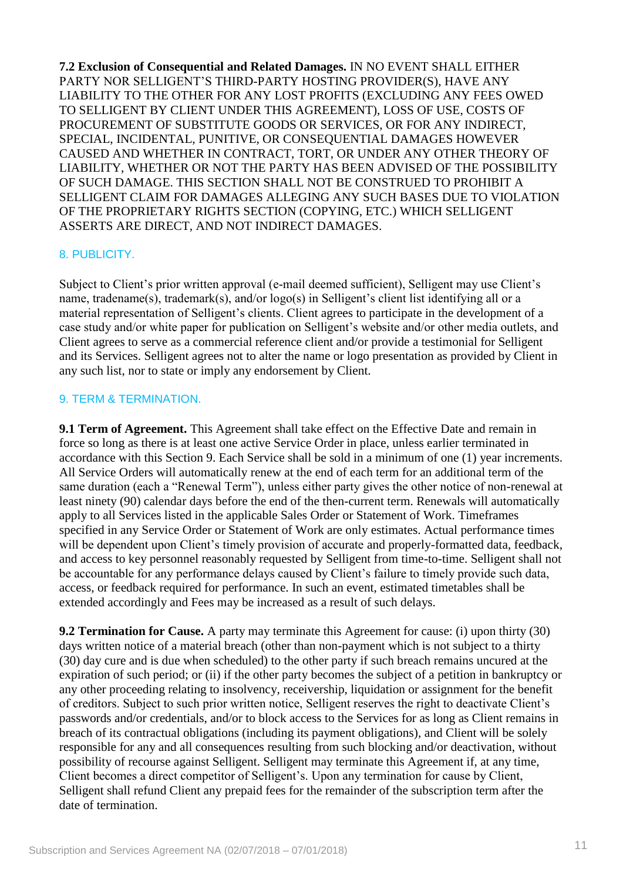**7.2 Exclusion of Consequential and Related Damages.** IN NO EVENT SHALL EITHER PARTY NOR SELLIGENT'S THIRD-PARTY HOSTING PROVIDER(S), HAVE ANY LIABILITY TO THE OTHER FOR ANY LOST PROFITS (EXCLUDING ANY FEES OWED TO SELLIGENT BY CLIENT UNDER THIS AGREEMENT), LOSS OF USE, COSTS OF PROCUREMENT OF SUBSTITUTE GOODS OR SERVICES, OR FOR ANY INDIRECT, SPECIAL, INCIDENTAL, PUNITIVE, OR CONSEQUENTIAL DAMAGES HOWEVER CAUSED AND WHETHER IN CONTRACT, TORT, OR UNDER ANY OTHER THEORY OF LIABILITY, WHETHER OR NOT THE PARTY HAS BEEN ADVISED OF THE POSSIBILITY OF SUCH DAMAGE. THIS SECTION SHALL NOT BE CONSTRUED TO PROHIBIT A SELLIGENT CLAIM FOR DAMAGES ALLEGING ANY SUCH BASES DUE TO VIOLATION OF THE PROPRIETARY RIGHTS SECTION (COPYING, ETC.) WHICH SELLIGENT ASSERTS ARE DIRECT, AND NOT INDIRECT DAMAGES.

## 8. PUBLICITY.

Subject to Client's prior written approval (e-mail deemed sufficient), Selligent may use Client's name, tradename(s), trademark(s), and/or logo(s) in Selligent's client list identifying all or a material representation of Selligent's clients. Client agrees to participate in the development of a case study and/or white paper for publication on Selligent's website and/or other media outlets, and Client agrees to serve as a commercial reference client and/or provide a testimonial for Selligent and its Services. Selligent agrees not to alter the name or logo presentation as provided by Client in any such list, nor to state or imply any endorsement by Client.

## 9. TERM & TERMINATION.

**9.1 Term of Agreement.** This Agreement shall take effect on the Effective Date and remain in force so long as there is at least one active Service Order in place, unless earlier terminated in accordance with this Section 9. Each Service shall be sold in a minimum of one (1) year increments. All Service Orders will automatically renew at the end of each term for an additional term of the same duration (each a "Renewal Term"), unless either party gives the other notice of non-renewal at least ninety (90) calendar days before the end of the then-current term. Renewals will automatically apply to all Services listed in the applicable Sales Order or Statement of Work. Timeframes specified in any Service Order or Statement of Work are only estimates. Actual performance times will be dependent upon Client's timely provision of accurate and properly-formatted data, feedback, and access to key personnel reasonably requested by Selligent from time-to-time. Selligent shall not be accountable for any performance delays caused by Client's failure to timely provide such data, access, or feedback required for performance. In such an event, estimated timetables shall be extended accordingly and Fees may be increased as a result of such delays.

**9.2 Termination for Cause.** A party may terminate this Agreement for cause: (i) upon thirty (30) days written notice of a material breach (other than non-payment which is not subject to a thirty (30) day cure and is due when scheduled) to the other party if such breach remains uncured at the expiration of such period; or (ii) if the other party becomes the subject of a petition in bankruptcy or any other proceeding relating to insolvency, receivership, liquidation or assignment for the benefit of creditors. Subject to such prior written notice, Selligent reserves the right to deactivate Client's passwords and/or credentials, and/or to block access to the Services for as long as Client remains in breach of its contractual obligations (including its payment obligations), and Client will be solely responsible for any and all consequences resulting from such blocking and/or deactivation, without possibility of recourse against Selligent. Selligent may terminate this Agreement if, at any time, Client becomes a direct competitor of Selligent's. Upon any termination for cause by Client, Selligent shall refund Client any prepaid fees for the remainder of the subscription term after the date of termination.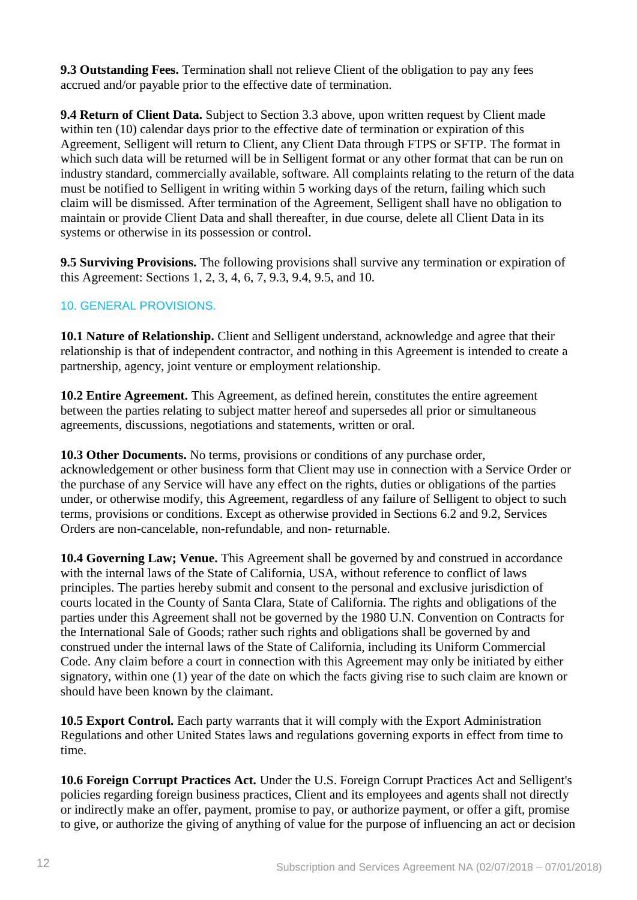**9.3 Outstanding Fees.** Termination shall not relieve Client of the obligation to pay any fees accrued and/or payable prior to the effective date of termination.

**9.4 Return of Client Data.** Subject to Section 3.3 above, upon written request by Client made within ten (10) calendar days prior to the effective date of termination or expiration of this Agreement, Selligent will return to Client, any Client Data through FTPS or SFTP. The format in which such data will be returned will be in Selligent format or any other format that can be run on industry standard, commercially available, software. All complaints relating to the return of the data must be notified to Selligent in writing within 5 working days of the return, failing which such claim will be dismissed. After termination of the Agreement, Selligent shall have no obligation to maintain or provide Client Data and shall thereafter, in due course, delete all Client Data in its systems or otherwise in its possession or control.

**9.5 Surviving Provisions.** The following provisions shall survive any termination or expiration of this Agreement: Sections 1, 2, 3, 4, 6, 7, 9.3, 9.4, 9.5, and 10.

## 10. GENERAL PROVISIONS.

**10.1 Nature of Relationship.** Client and Selligent understand, acknowledge and agree that their relationship is that of independent contractor, and nothing in this Agreement is intended to create a partnership, agency, joint venture or employment relationship.

**10.2 Entire Agreement.** This Agreement, as defined herein, constitutes the entire agreement between the parties relating to subject matter hereof and supersedes all prior or simultaneous agreements, discussions, negotiations and statements, written or oral.

**10.3 Other Documents.** No terms, provisions or conditions of any purchase order, acknowledgement or other business form that Client may use in connection with a Service Order or the purchase of any Service will have any effect on the rights, duties or obligations of the parties under, or otherwise modify, this Agreement, regardless of any failure of Selligent to object to such terms, provisions or conditions. Except as otherwise provided in Sections 6.2 and 9.2, Services Orders are non-cancelable, non-refundable, and non- returnable.

**10.4 Governing Law; Venue.** This Agreement shall be governed by and construed in accordance with the internal laws of the State of California, USA, without reference to conflict of laws principles. The parties hereby submit and consent to the personal and exclusive jurisdiction of courts located in the County of Santa Clara, State of California. The rights and obligations of the parties under this Agreement shall not be governed by the 1980 U.N. Convention on Contracts for the International Sale of Goods; rather such rights and obligations shall be governed by and construed under the internal laws of the State of California, including its Uniform Commercial Code. Any claim before a court in connection with this Agreement may only be initiated by either signatory, within one (1) year of the date on which the facts giving rise to such claim are known or should have been known by the claimant.

**10.5 Export Control.** Each party warrants that it will comply with the Export Administration Regulations and other United States laws and regulations governing exports in effect from time to time.

**10.6 Foreign Corrupt Practices Act.** Under the U.S. Foreign Corrupt Practices Act and Selligent's policies regarding foreign business practices, Client and its employees and agents shall not directly or indirectly make an offer, payment, promise to pay, or authorize payment, or offer a gift, promise to give, or authorize the giving of anything of value for the purpose of influencing an act or decision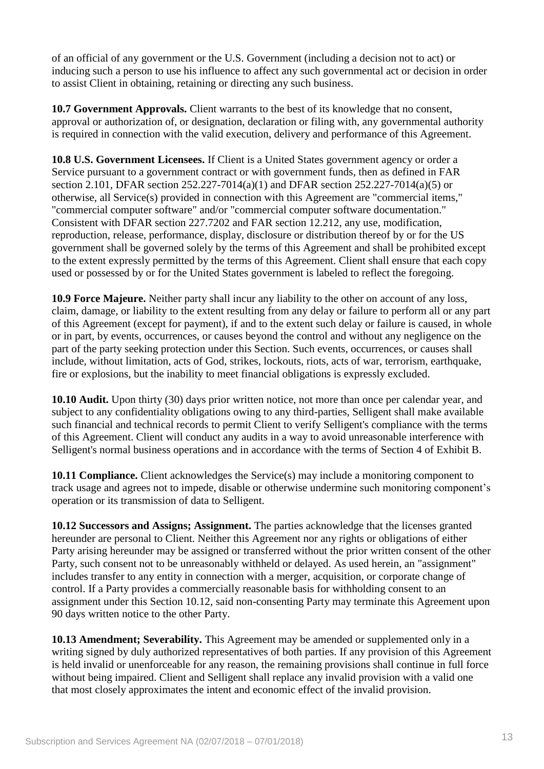of an official of any government or the U.S. Government (including a decision not to act) or inducing such a person to use his influence to affect any such governmental act or decision in order to assist Client in obtaining, retaining or directing any such business.

**10.7 Government Approvals.** Client warrants to the best of its knowledge that no consent, approval or authorization of, or designation, declaration or filing with, any governmental authority is required in connection with the valid execution, delivery and performance of this Agreement.

**10.8 U.S. Government Licensees.** If Client is a United States government agency or order a Service pursuant to a government contract or with government funds, then as defined in FAR section 2.101, DFAR section 252.227-7014(a)(1) and DFAR section 252.227-7014(a)(5) or otherwise, all Service(s) provided in connection with this Agreement are "commercial items," "commercial computer software" and/or "commercial computer software documentation." Consistent with DFAR section 227.7202 and FAR section 12.212, any use, modification, reproduction, release, performance, display, disclosure or distribution thereof by or for the US government shall be governed solely by the terms of this Agreement and shall be prohibited except to the extent expressly permitted by the terms of this Agreement. Client shall ensure that each copy used or possessed by or for the United States government is labeled to reflect the foregoing.

**10.9 Force Majeure.** Neither party shall incur any liability to the other on account of any loss, claim, damage, or liability to the extent resulting from any delay or failure to perform all or any part of this Agreement (except for payment), if and to the extent such delay or failure is caused, in whole or in part, by events, occurrences, or causes beyond the control and without any negligence on the part of the party seeking protection under this Section. Such events, occurrences, or causes shall include, without limitation, acts of God, strikes, lockouts, riots, acts of war, terrorism, earthquake, fire or explosions, but the inability to meet financial obligations is expressly excluded.

**10.10 Audit.** Upon thirty (30) days prior written notice, not more than once per calendar year, and subject to any confidentiality obligations owing to any third-parties, Selligent shall make available such financial and technical records to permit Client to verify Selligent's compliance with the terms of this Agreement. Client will conduct any audits in a way to avoid unreasonable interference with Selligent's normal business operations and in accordance with the terms of Section 4 of Exhibit B.

**10.11 Compliance.** Client acknowledges the Service(s) may include a monitoring component to track usage and agrees not to impede, disable or otherwise undermine such monitoring component's operation or its transmission of data to Selligent.

**10.12 Successors and Assigns; Assignment.** The parties acknowledge that the licenses granted hereunder are personal to Client. Neither this Agreement nor any rights or obligations of either Party arising hereunder may be assigned or transferred without the prior written consent of the other Party, such consent not to be unreasonably withheld or delayed. As used herein, an "assignment" includes transfer to any entity in connection with a merger, acquisition, or corporate change of control. If a Party provides a commercially reasonable basis for withholding consent to an assignment under this Section 10.12, said non-consenting Party may terminate this Agreement upon 90 days written notice to the other Party.

**10.13 Amendment; Severability.** This Agreement may be amended or supplemented only in a writing signed by duly authorized representatives of both parties. If any provision of this Agreement is held invalid or unenforceable for any reason, the remaining provisions shall continue in full force without being impaired. Client and Selligent shall replace any invalid provision with a valid one that most closely approximates the intent and economic effect of the invalid provision.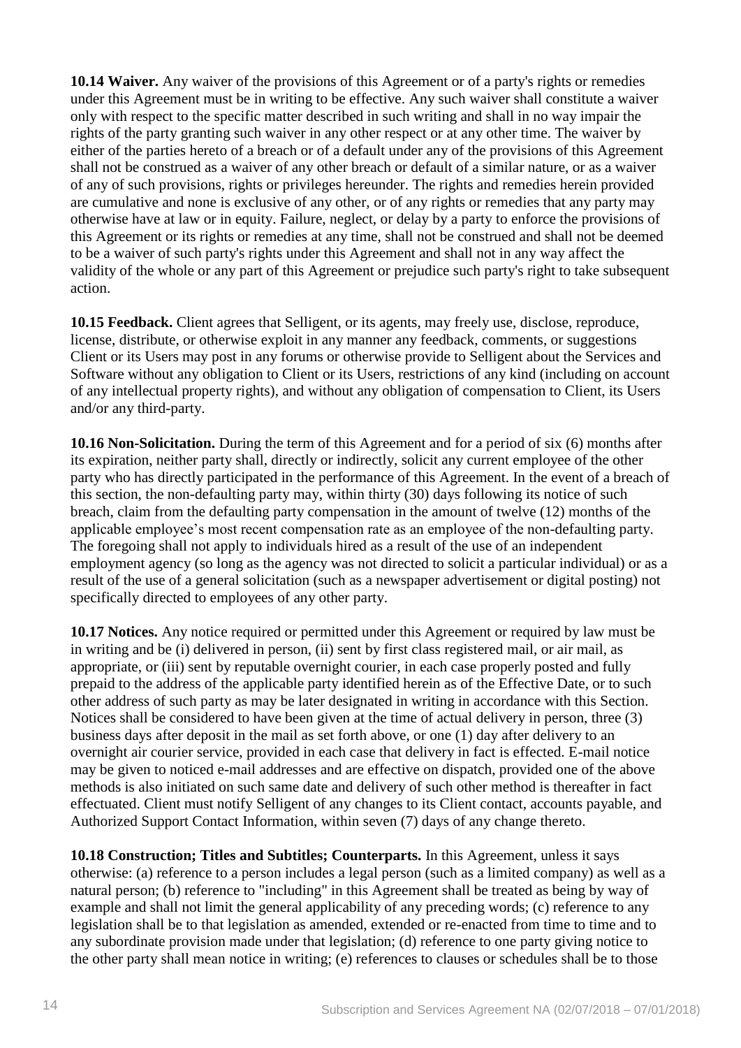**10.14 Waiver.** Any waiver of the provisions of this Agreement or of a party's rights or remedies under this Agreement must be in writing to be effective. Any such waiver shall constitute a waiver only with respect to the specific matter described in such writing and shall in no way impair the rights of the party granting such waiver in any other respect or at any other time. The waiver by either of the parties hereto of a breach or of a default under any of the provisions of this Agreement shall not be construed as a waiver of any other breach or default of a similar nature, or as a waiver of any of such provisions, rights or privileges hereunder. The rights and remedies herein provided are cumulative and none is exclusive of any other, or of any rights or remedies that any party may otherwise have at law or in equity. Failure, neglect, or delay by a party to enforce the provisions of this Agreement or its rights or remedies at any time, shall not be construed and shall not be deemed to be a waiver of such party's rights under this Agreement and shall not in any way affect the validity of the whole or any part of this Agreement or prejudice such party's right to take subsequent action.

**10.15 Feedback.** Client agrees that Selligent, or its agents, may freely use, disclose, reproduce, license, distribute, or otherwise exploit in any manner any feedback, comments, or suggestions Client or its Users may post in any forums or otherwise provide to Selligent about the Services and Software without any obligation to Client or its Users, restrictions of any kind (including on account of any intellectual property rights), and without any obligation of compensation to Client, its Users and/or any third-party.

**10.16 Non-Solicitation.** During the term of this Agreement and for a period of six (6) months after its expiration, neither party shall, directly or indirectly, solicit any current employee of the other party who has directly participated in the performance of this Agreement. In the event of a breach of this section, the non-defaulting party may, within thirty (30) days following its notice of such breach, claim from the defaulting party compensation in the amount of twelve (12) months of the applicable employee's most recent compensation rate as an employee of the non-defaulting party. The foregoing shall not apply to individuals hired as a result of the use of an independent employment agency (so long as the agency was not directed to solicit a particular individual) or as a result of the use of a general solicitation (such as a newspaper advertisement or digital posting) not specifically directed to employees of any other party.

**10.17 Notices.** Any notice required or permitted under this Agreement or required by law must be in writing and be (i) delivered in person, (ii) sent by first class registered mail, or air mail, as appropriate, or (iii) sent by reputable overnight courier, in each case properly posted and fully prepaid to the address of the applicable party identified herein as of the Effective Date, or to such other address of such party as may be later designated in writing in accordance with this Section. Notices shall be considered to have been given at the time of actual delivery in person, three (3) business days after deposit in the mail as set forth above, or one (1) day after delivery to an overnight air courier service, provided in each case that delivery in fact is effected. E-mail notice may be given to noticed e-mail addresses and are effective on dispatch, provided one of the above methods is also initiated on such same date and delivery of such other method is thereafter in fact effectuated. Client must notify Selligent of any changes to its Client contact, accounts payable, and Authorized Support Contact Information, within seven (7) days of any change thereto.

**10.18 Construction; Titles and Subtitles; Counterparts.** In this Agreement, unless it says otherwise: (a) reference to a person includes a legal person (such as a limited company) as well as a natural person; (b) reference to "including" in this Agreement shall be treated as being by way of example and shall not limit the general applicability of any preceding words; (c) reference to any legislation shall be to that legislation as amended, extended or re-enacted from time to time and to any subordinate provision made under that legislation; (d) reference to one party giving notice to the other party shall mean notice in writing; (e) references to clauses or schedules shall be to those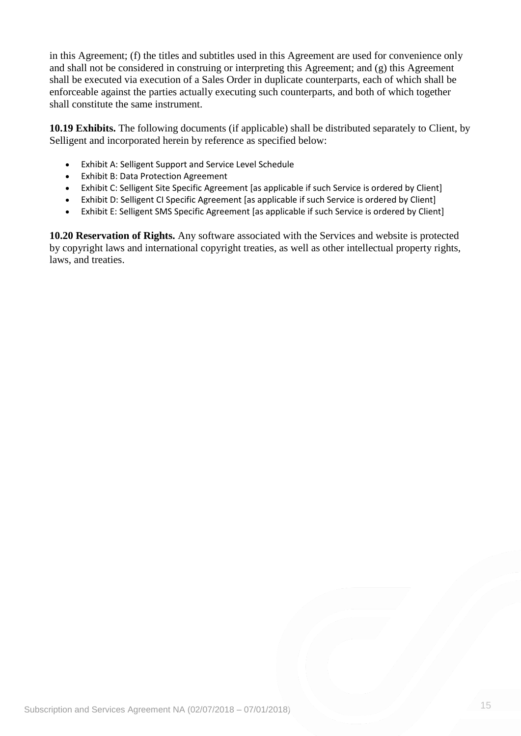in this Agreement; (f) the titles and subtitles used in this Agreement are used for convenience only and shall not be considered in construing or interpreting this Agreement; and (g) this Agreement shall be executed via execution of a Sales Order in duplicate counterparts, each of which shall be enforceable against the parties actually executing such counterparts, and both of which together shall constitute the same instrument.

**10.19 Exhibits.** The following documents (if applicable) shall be distributed separately to Client, by Selligent and incorporated herein by reference as specified below:

- Exhibit A: Selligent Support and Service Level Schedule
- Exhibit B: Data Protection Agreement
- Exhibit C: Selligent Site Specific Agreement [as applicable if such Service is ordered by Client]
- Exhibit D: Selligent CI Specific Agreement [as applicable if such Service is ordered by Client]
- Exhibit E: Selligent SMS Specific Agreement [as applicable if such Service is ordered by Client]

**10.20 Reservation of Rights.** Any software associated with the Services and website is protected by copyright laws and international copyright treaties, as well as other intellectual property rights, laws, and treaties.